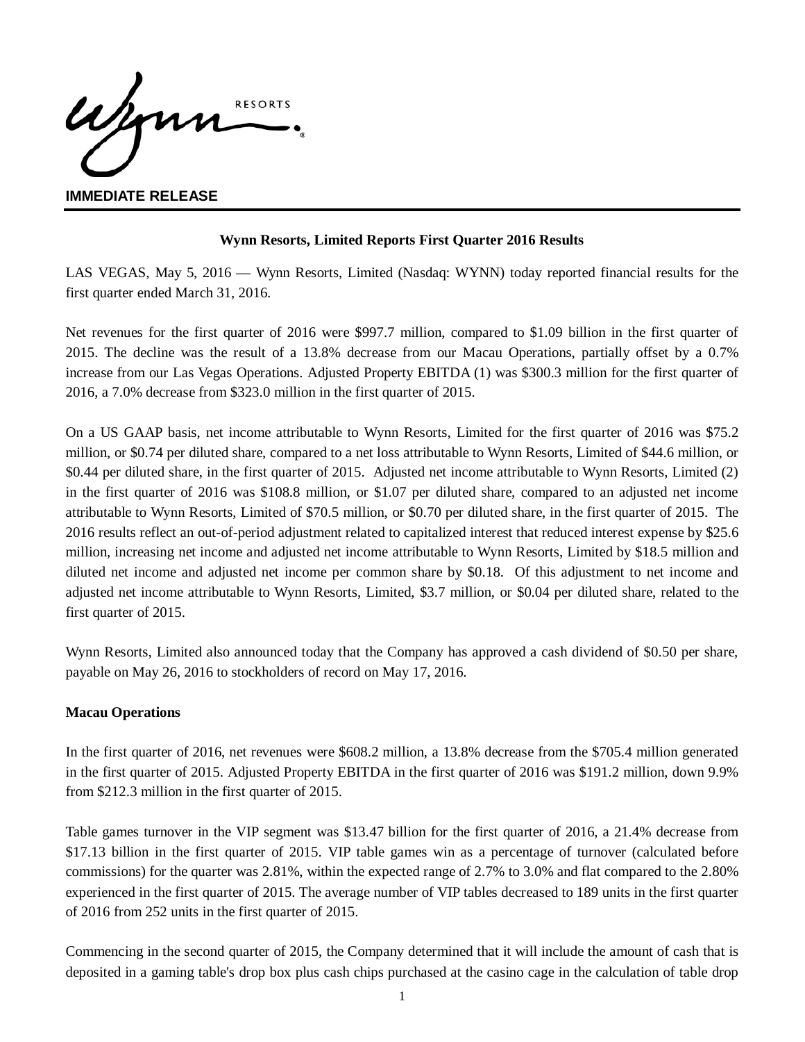**IMMEDIATE RELEASE**

**Wynn Resorts, Limited Reports First Quarter 2016 Results**

LAS VEGAS, May 5, 2016 — Wynn Resorts, Limited (Nasdaq: WYNN) today reported financial results for the first quarter ended March 31, 2016.

Net revenues for the first quarter of 2016 were $997.7 million, compared to $1.09 billion in the first quarter of 2015. The decline was the result of a 13.8% decrease from our Macau Operations, partially offset by a 0.7% increase from our Las Vegas Operations. Adjusted Property EBITDA (1) was $300.3 million for the first quarter of 2016, a 7.0% decrease from $323.0 million in the first quarter of 2015.

On a US GAAP basis, net income attributable to Wynn Resorts, Limited for the first quarter of 2016 was $75.2 million, or $0.74 per diluted share, compared to a net loss attributable to Wynn Resorts, Limited of $44.6 million, or $0.44 per diluted share, in the first quarter of 2015. Adjusted net income attributable to Wynn Resorts, Limited (2) in the first quarter of 2016 was $108.8 million, or $1.07 per diluted share, compared to an adjusted net income attributable to Wynn Resorts, Limited of $70.5 million, or $0.70 per diluted share, in the first quarter of 2015. The 2016 results reflect an out-of-period adjustment related to capitalized interest that reduced interest expense by $25.6 million, increasing net income and adjusted net income attributable to Wynn Resorts, Limited by $18.5 million and diluted net income and adjusted net income per common share by $0.18. Of this adjustment to net income and adjusted net income attributable to Wynn Resorts, Limited, $3.7 million, or $0.04 per diluted share, related to the first quarter of 2015.

Wynn Resorts, Limited also announced today that the Company has approved a cash dividend of $0.50 per share, payable on May 26, 2016 to stockholders of record on May 17, 2016.

**Macau Operations**

In the first quarter of 2016, net revenues were $608.2 million, a 13.8% decrease from the $705.4 million generated in the first quarter of 2015. Adjusted Property EBITDA in the first quarter of 2016 was $191.2 million, down 9.9% from $212.3 million in the first quarter of 2015.

Table games turnover in the VIP segment was $13.47 billion for the first quarter of 2016, a 21.4% decrease from $17.13 billion in the first quarter of 2015. VIP table games win as a percentage of turnover (calculated before commissions) for the quarter was 2.81%, within the expected range of 2.7% to 3.0% and flat compared to the 2.80% experienced in the first quarter of 2015. The average number of VIP tables decreased to 189 units in the first quarter of 2016 from 252 units in the first quarter of 2015.

Commencing in the second quarter of 2015, the Company determined that it will include the amount of cash that is deposited in a gaming table's drop box plus cash chips purchased at the casino cage in the calculation of table drop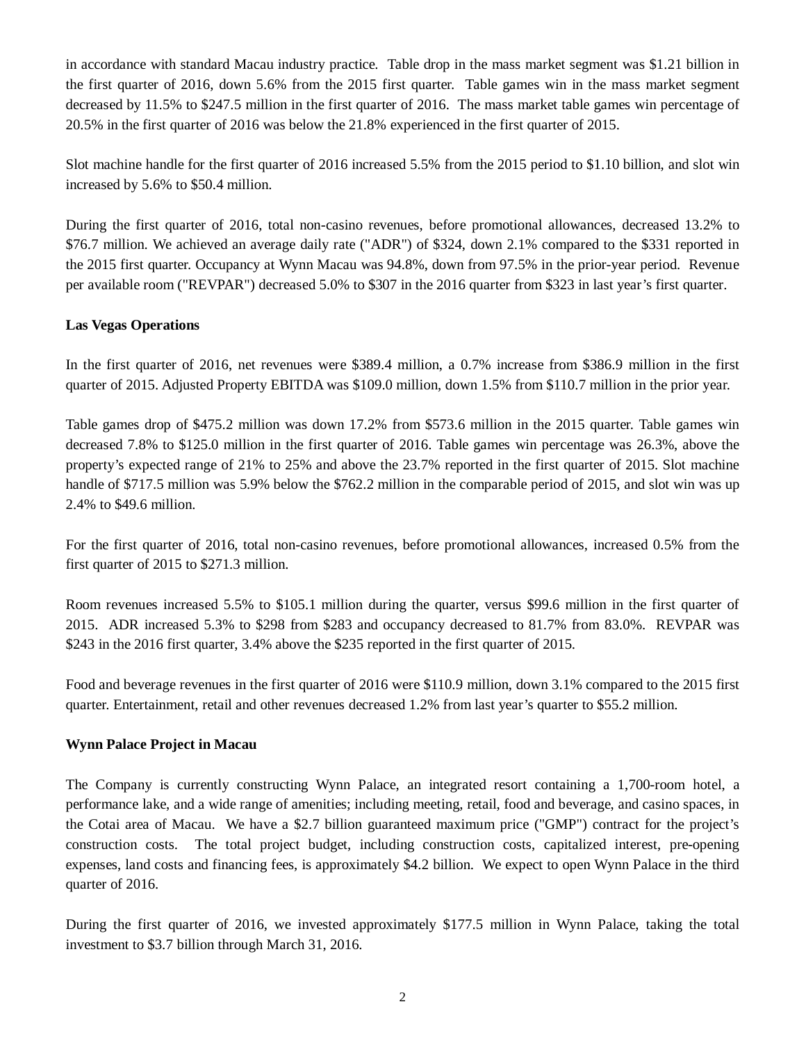in accordance with standard Macau industry practice. Table drop in the mass market segment was $1.21 billion in the first quarter of 2016, down 5.6% from the 2015 first quarter. Table games win in the mass market segment decreased by 11.5% to $247.5 million in the first quarter of 2016. The mass market table games win percentage of 20.5% in the first quarter of 2016 was below the 21.8% experienced in the first quarter of 2015.

Slot machine handle for the first quarter of 2016 increased 5.5% from the 2015 period to $1.10 billion, and slot win increased by 5.6% to $50.4 million.

During the first quarter of 2016, total non-casino revenues, before promotional allowances, decreased 13.2% to $76.7 million. We achieved an average daily rate ("ADR") of $324, down 2.1% compared to the $331 reported in the 2015 first quarter. Occupancy at Wynn Macau was 94.8%, down from 97.5% in the prior-year period. Revenue per available room ("REVPAR") decreased 5.0% to $307 in the 2016 quarter from $323 in last year's first quarter.

**Las Vegas Operations**

In the first quarter of 2016, net revenues were $389.4 million, a 0.7% increase from $386.9 million in the first quarter of 2015. Adjusted Property EBITDA was $109.0 million, down 1.5% from $110.7 million in the prior year.

Table games drop of $475.2 million was down 17.2% from $573.6 million in the 2015 quarter. Table games win decreased 7.8% to $125.0 million in the first quarter of 2016. Table games win percentage was 26.3%, above the property's expected range of 21% to 25% and above the 23.7% reported in the first quarter of 2015. Slot machine handle of $717.5 million was 5.9% below the $762.2 million in the comparable period of 2015, and slot win was up 2.4% to $49.6 million.

For the first quarter of 2016, total non-casino revenues, before promotional allowances, increased 0.5% from the first quarter of 2015 to $271.3 million.

Room revenues increased 5.5% to $105.1 million during the quarter, versus $99.6 million in the first quarter of 2015. ADR increased 5.3% to $298 from $283 and occupancy decreased to 81.7% from 83.0%. REVPAR was $243 in the 2016 first quarter, 3.4% above the $235 reported in the first quarter of 2015.

Food and beverage revenues in the first quarter of 2016 were $110.9 million, down 3.1% compared to the 2015 first quarter. Entertainment, retail and other revenues decreased 1.2% from last year's quarter to $55.2 million.

**Wynn Palace Project in Macau**

The Company is currently constructing Wynn Palace, an integrated resort containing a 1,700-room hotel, a performance lake, and a wide range of amenities; including meeting, retail, food and beverage, and casino spaces, in the Cotai area of Macau. We have a $2.7 billion guaranteed maximum price ("GMP") contract for the project's construction costs. The total project budget, including construction costs, capitalized interest, pre-opening expenses, land costs and financing fees, is approximately $4.2 billion. We expect to open Wynn Palace in the third quarter of 2016.

During the first quarter of 2016, we invested approximately $177.5 million in Wynn Palace, taking the total investment to $3.7 billion through March 31, 2016.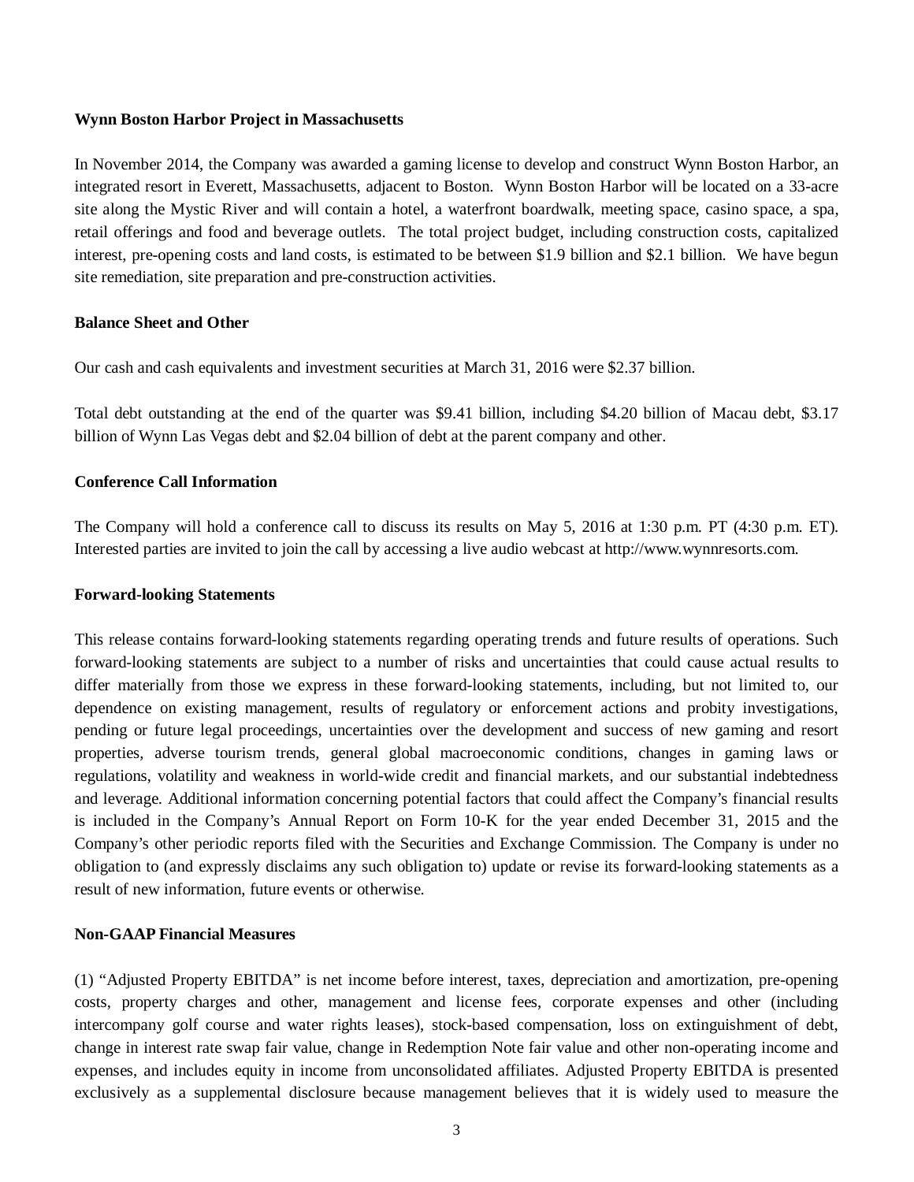**Wynn Boston Harbor Project in Massachusetts**

In November 2014, the Company was awarded a gaming license to develop and construct Wynn Boston Harbor, an integrated resort in Everett, Massachusetts, adjacent to Boston. Wynn Boston Harbor will be located on a 33-acre site along the Mystic River and will contain a hotel, a waterfront boardwalk, meeting space, casino space, a spa, retail offerings and food and beverage outlets. The total project budget, including construction costs, capitalized interest, pre-opening costs and land costs, is estimated to be between $1.9 billion and $2.1 billion. We have begun site remediation, site preparation and pre-construction activities.

**Balance Sheet and Other**

Our cash and cash equivalents and investment securities at March 31, 2016 were $2.37 billion.

Total debt outstanding at the end of the quarter was $9.41 billion, including $4.20 billion of Macau debt, $3.17 billion of Wynn Las Vegas debt and $2.04 billion of debt at the parent company and other.

**Conference Call Information**

The Company will hold a conference call to discuss its results on May 5, 2016 at 1:30 p.m. PT (4:30 p.m. ET). Interested parties are invited to join the call by accessing a live audio webcast at http://www.wynnresorts.com.

**Forward-looking Statements**

This release contains forward-looking statements regarding operating trends and future results of operations. Such forward-looking statements are subject to a number of risks and uncertainties that could cause actual results to differ materially from those we express in these forward-looking statements, including, but not limited to, our dependence on existing management, results of regulatory or enforcement actions and probity investigations, pending or future legal proceedings, uncertainties over the development and success of new gaming and resort properties, adverse tourism trends, general global macroeconomic conditions, changes in gaming laws or regulations, volatility and weakness in world-wide credit and financial markets, and our substantial indebtedness and leverage. Additional information concerning potential factors that could affect the Company's financial results is included in the Company's Annual Report on Form 10-K for the year ended December 31, 2015 and the Company's other periodic reports filed with the Securities and Exchange Commission. The Company is under no obligation to (and expressly disclaims any such obligation to) update or revise its forward-looking statements as a result of new information, future events or otherwise.

**Non-GAAP Financial Measures**

(1) "Adjusted Property EBITDA" is net income before interest, taxes, depreciation and amortization, pre-opening costs, property charges and other, management and license fees, corporate expenses and other (including intercompany golf course and water rights leases), stock-based compensation, loss on extinguishment of debt, change in interest rate swap fair value, change in Redemption Note fair value and other non-operating income and expenses, and includes equity in income from unconsolidated affiliates. Adjusted Property EBITDA is presented exclusively as a supplemental disclosure because management believes that it is widely used to measure the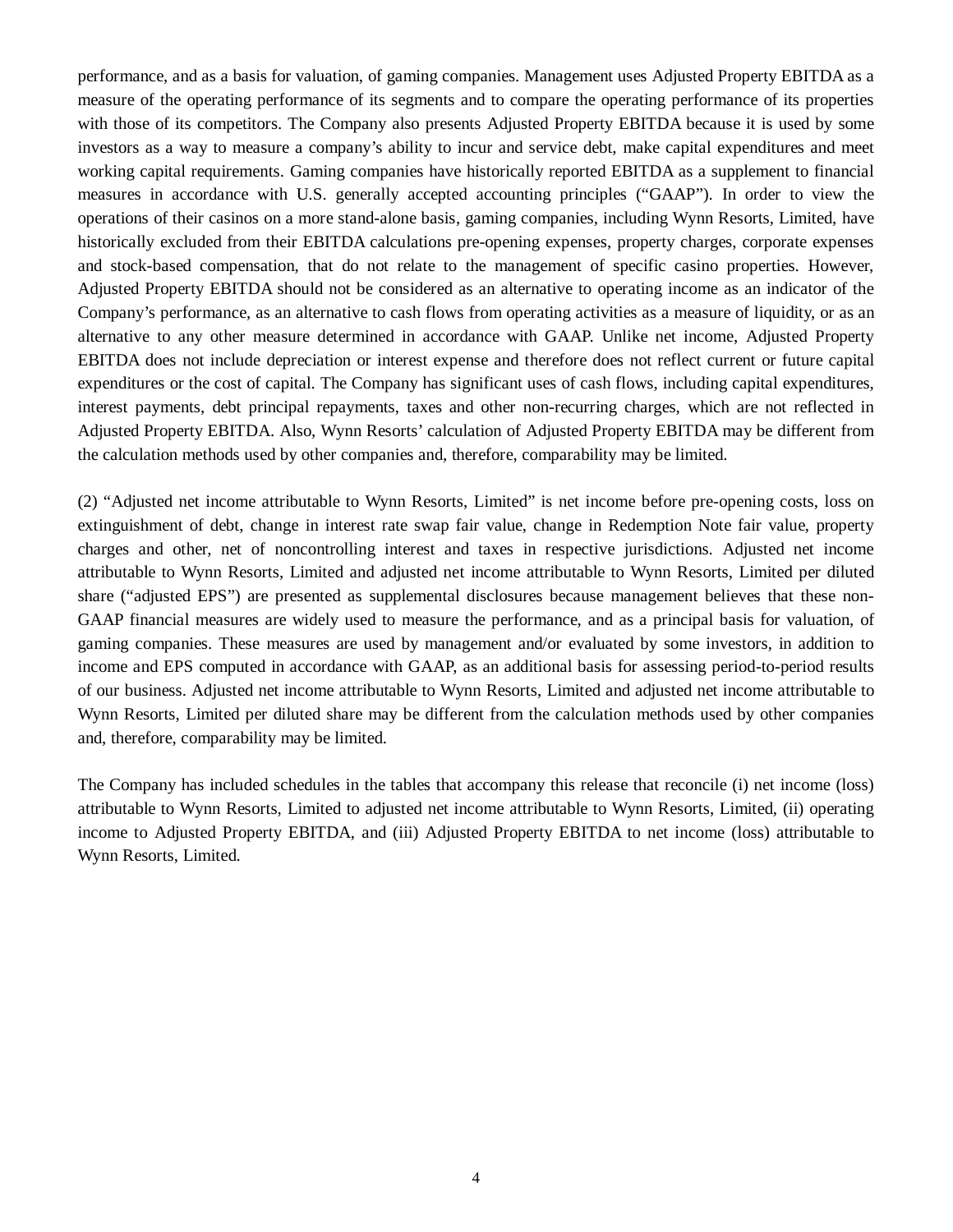performance, and as a basis for valuation, of gaming companies. Management uses Adjusted Property EBITDA as a measure of the operating performance of its segments and to compare the operating performance of its properties with those of its competitors. The Company also presents Adjusted Property EBITDA because it is used by some investors as a way to measure a company's ability to incur and service debt, make capital expenditures and meet working capital requirements. Gaming companies have historically reported EBITDA as a supplement to financial measures in accordance with U.S. generally accepted accounting principles ("GAAP"). In order to view the operations of their casinos on a more stand-alone basis, gaming companies, including Wynn Resorts, Limited, have historically excluded from their EBITDA calculations pre-opening expenses, property charges, corporate expenses and stock-based compensation, that do not relate to the management of specific casino properties. However, Adjusted Property EBITDA should not be considered as an alternative to operating income as an indicator of the Company's performance, as an alternative to cash flows from operating activities as a measure of liquidity, or as an alternative to any other measure determined in accordance with GAAP. Unlike net income, Adjusted Property EBITDA does not include depreciation or interest expense and therefore does not reflect current or future capital expenditures or the cost of capital. The Company has significant uses of cash flows, including capital expenditures, interest payments, debt principal repayments, taxes and other non-recurring charges, which are not reflected in Adjusted Property EBITDA. Also, Wynn Resorts' calculation of Adjusted Property EBITDA may be different from the calculation methods used by other companies and, therefore, comparability may be limited.

(2) "Adjusted net income attributable to Wynn Resorts, Limited" is net income before pre-opening costs, loss on extinguishment of debt, change in interest rate swap fair value, change in Redemption Note fair value, property charges and other, net of noncontrolling interest and taxes in respective jurisdictions. Adjusted net income attributable to Wynn Resorts, Limited and adjusted net income attributable to Wynn Resorts, Limited per diluted share ("adjusted EPS") are presented as supplemental disclosures because management believes that these non-GAAP financial measures are widely used to measure the performance, and as a principal basis for valuation, of gaming companies. These measures are used by management and/or evaluated by some investors, in addition to income and EPS computed in accordance with GAAP, as an additional basis for assessing period-to-period results of our business. Adjusted net income attributable to Wynn Resorts, Limited and adjusted net income attributable to Wynn Resorts, Limited per diluted share may be different from the calculation methods used by other companies and, therefore, comparability may be limited.

The Company has included schedules in the tables that accompany this release that reconcile (i) net income (loss) attributable to Wynn Resorts, Limited to adjusted net income attributable to Wynn Resorts, Limited, (ii) operating income to Adjusted Property EBITDA, and (iii) Adjusted Property EBITDA to net income (loss) attributable to Wynn Resorts, Limited.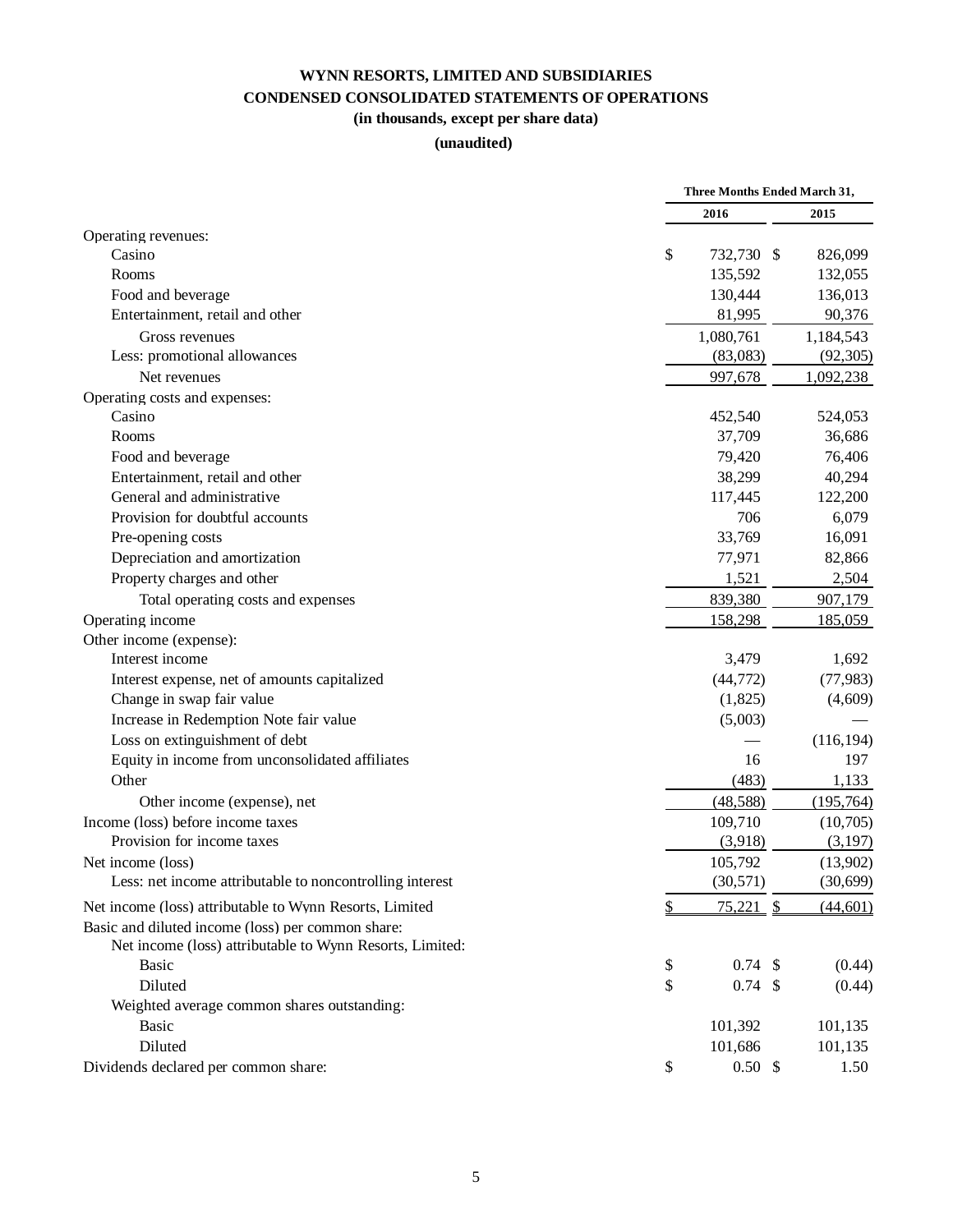**WYNN RESORTS, LIMITED AND SUBSIDIARIES**
**CONDENSED CONSOLIDATED STATEMENTS OF OPERATIONS**
**(in thousands, except per share data)**
**(unaudited)**

| | Three Months Ended March 31, | |
|---|---|---|
| | 2016 | 2015 |
| Operating revenues: | | |
| Casino | $ 732,730 | $ 826,099 |
| Rooms | 135,592 | 132,055 |
| Food and beverage | 130,444 | 136,013 |
| Entertainment, retail and other | 81,995 | 90,376 |
| Gross revenues | 1,080,761 | 1,184,543 |
| Less: promotional allowances | (83,083) | (92,305) |
| Net revenues | 997,678 | 1,092,238 |
| Operating costs and expenses: | | |
| Casino | 452,540 | 524,053 |
| Rooms | 37,709 | 36,686 |
| Food and beverage | 79,420 | 76,406 |
| Entertainment, retail and other | 38,299 | 40,294 |
| General and administrative | 117,445 | 122,200 |
| Provision for doubtful accounts | 706 | 6,079 |
| Pre-opening costs | 33,769 | 16,091 |
| Depreciation and amortization | 77,971 | 82,866 |
| Property charges and other | 1,521 | 2,504 |
| Total operating costs and expenses | 839,380 | 907,179 |
| Operating income | 158,298 | 185,059 |
| Other income (expense): | | |
| Interest income | 3,479 | 1,692 |
| Interest expense, net of amounts capitalized | (44,772) | (77,983) |
| Change in swap fair value | (1,825) | (4,609) |
| Increase in Redemption Note fair value | (5,003) | — |
| Loss on extinguishment of debt | — | (116,194) |
| Equity in income from unconsolidated affiliates | 16 | 197 |
| Other | (483) | 1,133 |
| Other income (expense), net | (48,588) | (195,764) |
| Income (loss) before income taxes | 109,710 | (10,705) |
| Provision for income taxes | (3,918) | (3,197) |
| Net income (loss) | 105,792 | (13,902) |
| Less: net income attributable to noncontrolling interest | (30,571) | (30,699) |
| Net income (loss) attributable to Wynn Resorts, Limited | $ 75,221 | $ (44,601) |
| Basic and diluted income (loss) per common share: | | |
| Net income (loss) attributable to Wynn Resorts, Limited: | | |
| Basic | $ 0.74 | $ (0.44) |
| Diluted | $ 0.74 | $ (0.44) |
| Weighted average common shares outstanding: | | |
| Basic | 101,392 | 101,135 |
| Diluted | 101,686 | 101,135 |
| Dividends declared per common share: | $ 0.50 | $ 1.50 |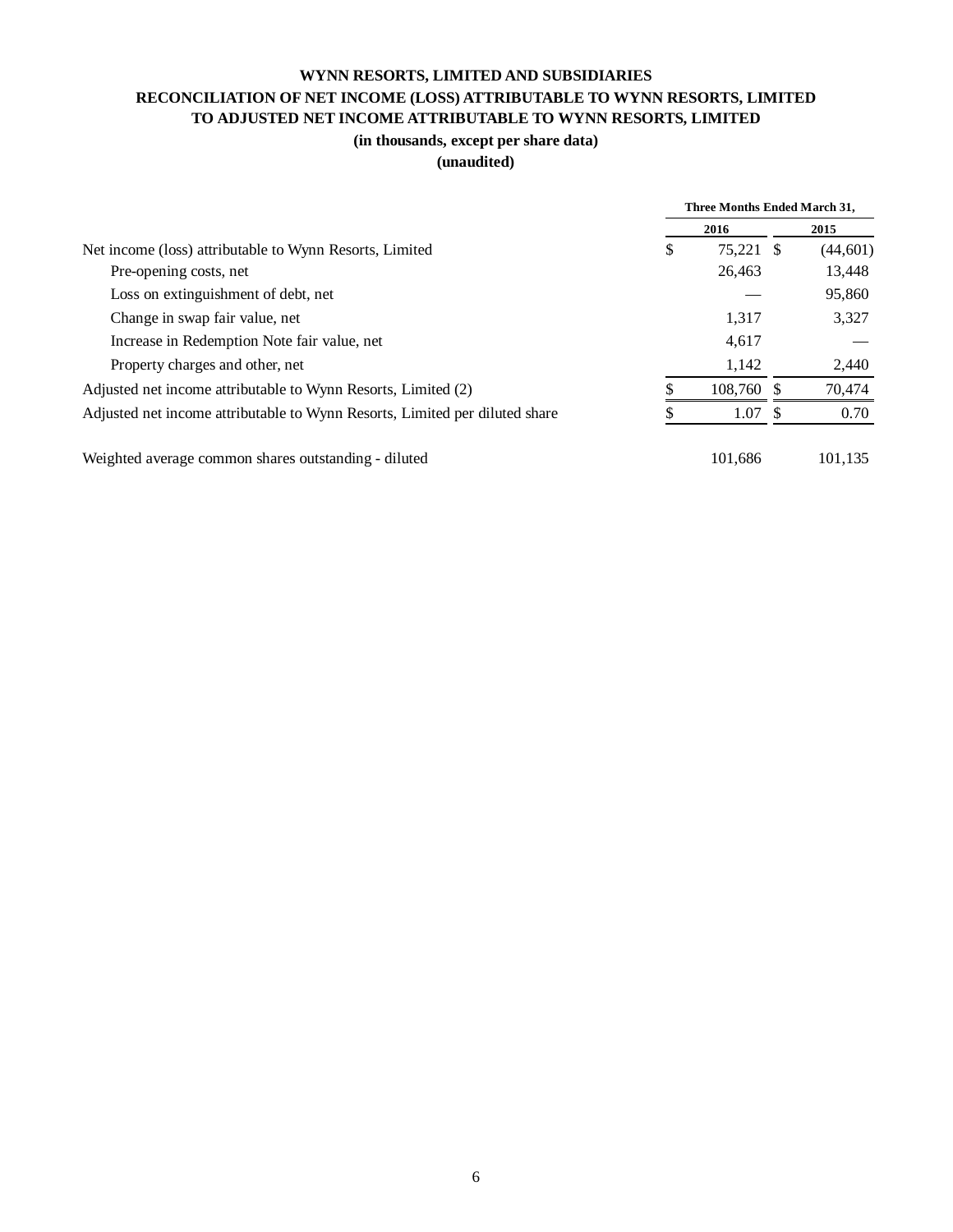**WYNN RESORTS, LIMITED AND SUBSIDIARIES**
**RECONCILIATION OF NET INCOME (LOSS) ATTRIBUTABLE TO WYNN RESORTS, LIMITED**
**TO ADJUSTED NET INCOME ATTRIBUTABLE TO WYNN RESORTS, LIMITED**
**(in thousands, except per share data)**
**(unaudited)**

| | Three Months Ended March 31, | |
|---|---|---|
| | 2016 | 2015 |
| Net income (loss) attributable to Wynn Resorts, Limited | $ 75,221 | $ (44,601) |
| Pre-opening costs, net | 26,463 | 13,448 |
| Loss on extinguishment of debt, net | — | 95,860 |
| Change in swap fair value, net | 1,317 | 3,327 |
| Increase in Redemption Note fair value, net | 4,617 | — |
| Property charges and other, net | 1,142 | 2,440 |
| Adjusted net income attributable to Wynn Resorts, Limited (2) | $ 108,760 | $ 70,474 |
| Adjusted net income attributable to Wynn Resorts, Limited per diluted share | $ 1.07 | $ 0.70 |
| | | |
| Weighted average common shares outstanding - diluted | 101,686 | 101,135 |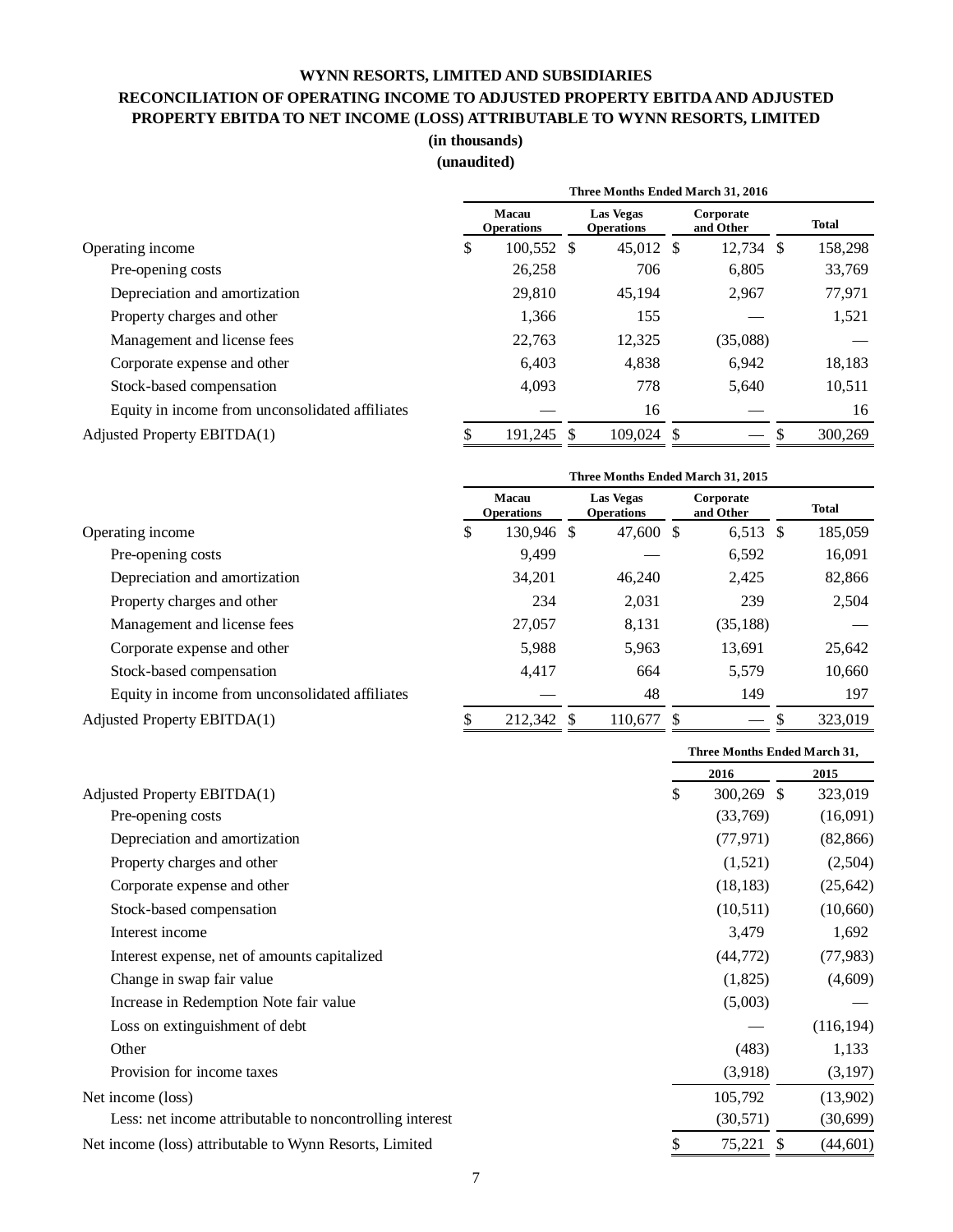**WYNN RESORTS, LIMITED AND SUBSIDIARIES**

**RECONCILIATION OF OPERATING INCOME TO ADJUSTED PROPERTY EBITDA AND ADJUSTED PROPERTY EBITDA TO NET INCOME (LOSS) ATTRIBUTABLE TO WYNN RESORTS, LIMITED**

**(in thousands)**

**(unaudited)**

| | Three Months Ended March 31, 2016 | | | |
|---|---|---|---|---|
| | Macau Operations | Las Vegas Operations | Corporate and Other | Total |
| Operating income | $ 100,552 | $ 45,012 | $ 12,734 | $ 158,298 |
| Pre-opening costs | 26,258 | 706 | 6,805 | 33,769 |
| Depreciation and amortization | 29,810 | 45,194 | 2,967 | 77,971 |
| Property charges and other | 1,366 | 155 | — | 1,521 |
| Management and license fees | 22,763 | 12,325 | (35,088) | — |
| Corporate expense and other | 6,403 | 4,838 | 6,942 | 18,183 |
| Stock-based compensation | 4,093 | 778 | 5,640 | 10,511 |
| Equity in income from unconsolidated affiliates | — | 16 | — | 16 |
| Adjusted Property EBITDA(1) | $ 191,245 | $ 109,024 | $ — | $ 300,269 |

| | Three Months Ended March 31, 2015 | | | |
|---|---|---|---|---|
| | Macau Operations | Las Vegas Operations | Corporate and Other | Total |
| Operating income | $ 130,946 | $ 47,600 | $ 6,513 | $ 185,059 |
| Pre-opening costs | 9,499 | — | 6,592 | 16,091 |
| Depreciation and amortization | 34,201 | 46,240 | 2,425 | 82,866 |
| Property charges and other | 234 | 2,031 | 239 | 2,504 |
| Management and license fees | 27,057 | 8,131 | (35,188) | — |
| Corporate expense and other | 5,988 | 5,963 | 13,691 | 25,642 |
| Stock-based compensation | 4,417 | 664 | 5,579 | 10,660 |
| Equity in income from unconsolidated affiliates | — | 48 | 149 | 197 |
| Adjusted Property EBITDA(1) | $ 212,342 | $ 110,677 | $ — | $ 323,019 |

| | Three Months Ended March 31, | |
|---|---|---|
| | 2016 | 2015 |
| Adjusted Property EBITDA(1) | $ 300,269 | $ 323,019 |
| Pre-opening costs | (33,769) | (16,091) |
| Depreciation and amortization | (77,971) | (82,866) |
| Property charges and other | (1,521) | (2,504) |
| Corporate expense and other | (18,183) | (25,642) |
| Stock-based compensation | (10,511) | (10,660) |
| Interest income | 3,479 | 1,692 |
| Interest expense, net of amounts capitalized | (44,772) | (77,983) |
| Change in swap fair value | (1,825) | (4,609) |
| Increase in Redemption Note fair value | (5,003) | — |
| Loss on extinguishment of debt | — | (116,194) |
| Other | (483) | 1,133 |
| Provision for income taxes | (3,918) | (3,197) |
| Net income (loss) | 105,792 | (13,902) |
| Less: net income attributable to noncontrolling interest | (30,571) | (30,699) |
| Net income (loss) attributable to Wynn Resorts, Limited | $ 75,221 | $ (44,601) |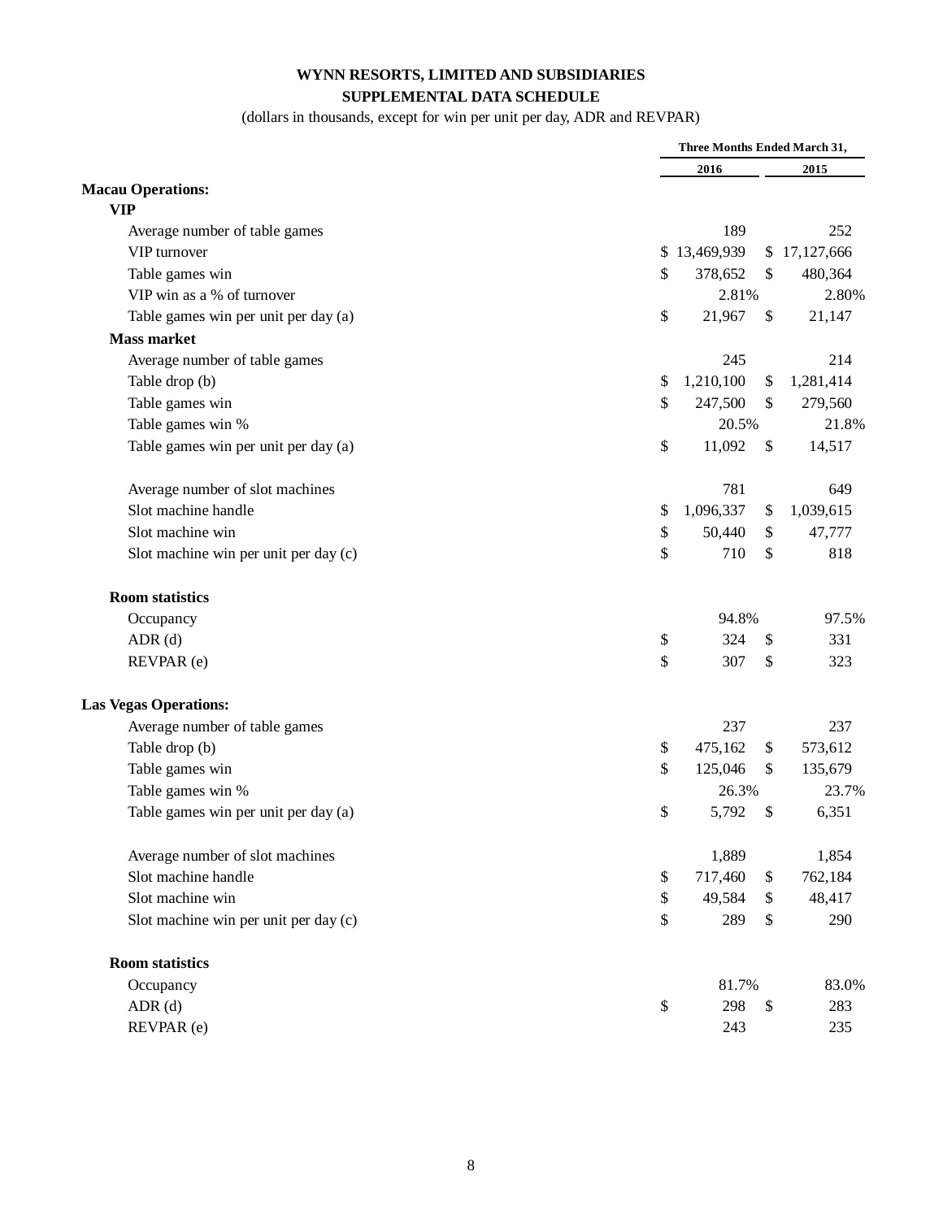# WYNN RESORTS, LIMITED AND SUBSIDIARIES

## SUPPLEMENTAL DATA SCHEDULE

(dollars in thousands, except for win per unit per day, ADR and REVPAR)

| | Three Months Ended March 31, | |
|---|---|---|
| | 2016 | 2015 |
| **Macau Operations:** | | |
| **VIP** | | |
| Average number of table games | 189 | 252 |
| VIP turnover | $ 13,469,939 | $ 17,127,666 |
| Table games win | $ 378,652 | $ 480,364 |
| VIP win as a % of turnover | 2.81% | 2.80% |
| Table games win per unit per day (a) | $ 21,967 | $ 21,147 |
| **Mass market** | | |
| Average number of table games | 245 | 214 |
| Table drop (b) | $ 1,210,100 | $ 1,281,414 |
| Table games win | $ 247,500 | $ 279,560 |
| Table games win % | 20.5% | 21.8% |
| Table games win per unit per day (a) | $ 11,092 | $ 14,517 |
| | | |
| Average number of slot machines | 781 | 649 |
| Slot machine handle | $ 1,096,337 | $ 1,039,615 |
| Slot machine win | $ 50,440 | $ 47,777 |
| Slot machine win per unit per day (c) | $ 710 | $ 818 |
| | | |
| **Room statistics** | | |
| Occupancy | 94.8% | 97.5% |
| ADR (d) | $ 324 | $ 331 |
| REVPAR (e) | $ 307 | $ 323 |
| | | |
| **Las Vegas Operations:** | | |
| Average number of table games | 237 | 237 |
| Table drop (b) | $ 475,162 | $ 573,612 |
| Table games win | $ 125,046 | $ 135,679 |
| Table games win % | 26.3% | 23.7% |
| Table games win per unit per day (a) | $ 5,792 | $ 6,351 |
| | | |
| Average number of slot machines | 1,889 | 1,854 |
| Slot machine handle | $ 717,460 | $ 762,184 |
| Slot machine win | $ 49,584 | $ 48,417 |
| Slot machine win per unit per day (c) | $ 289 | $ 290 |
| | | |
| **Room statistics** | | |
| Occupancy | 81.7% | 83.0% |
| ADR (d) | $ 298 | $ 283 |
| REVPAR (e) | 243 | 235 |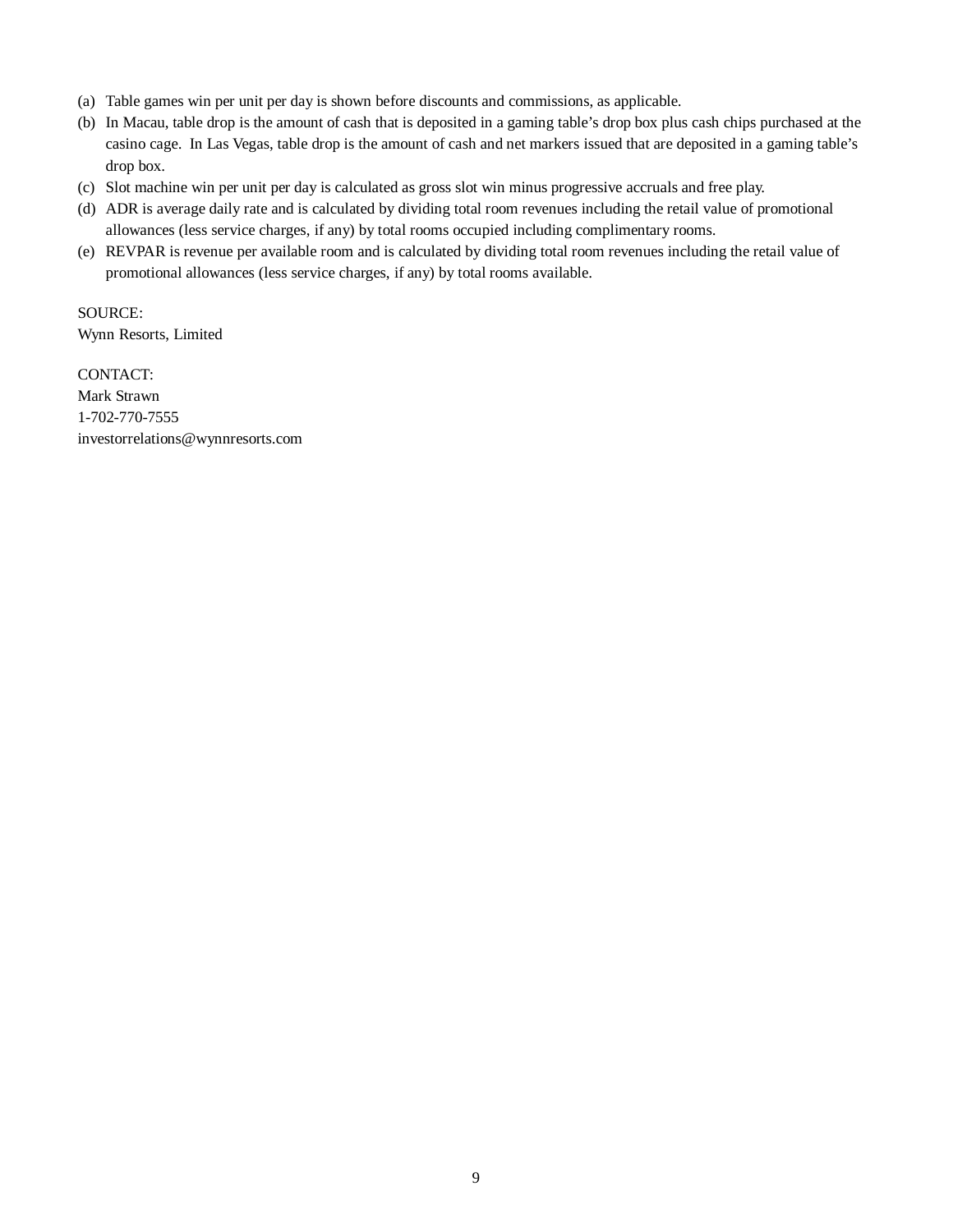(a) Table games win per unit per day is shown before discounts and commissions, as applicable.
(b) In Macau, table drop is the amount of cash that is deposited in a gaming table's drop box plus cash chips purchased at the casino cage. In Las Vegas, table drop is the amount of cash and net markers issued that are deposited in a gaming table's drop box.
(c) Slot machine win per unit per day is calculated as gross slot win minus progressive accruals and free play.
(d) ADR is average daily rate and is calculated by dividing total room revenues including the retail value of promotional allowances (less service charges, if any) by total rooms occupied including complimentary rooms.
(e) REVPAR is revenue per available room and is calculated by dividing total room revenues including the retail value of promotional allowances (less service charges, if any) by total rooms available.

SOURCE:
Wynn Resorts, Limited

CONTACT:
Mark Strawn
1-702-770-7555
investorrelations@wynnresorts.com